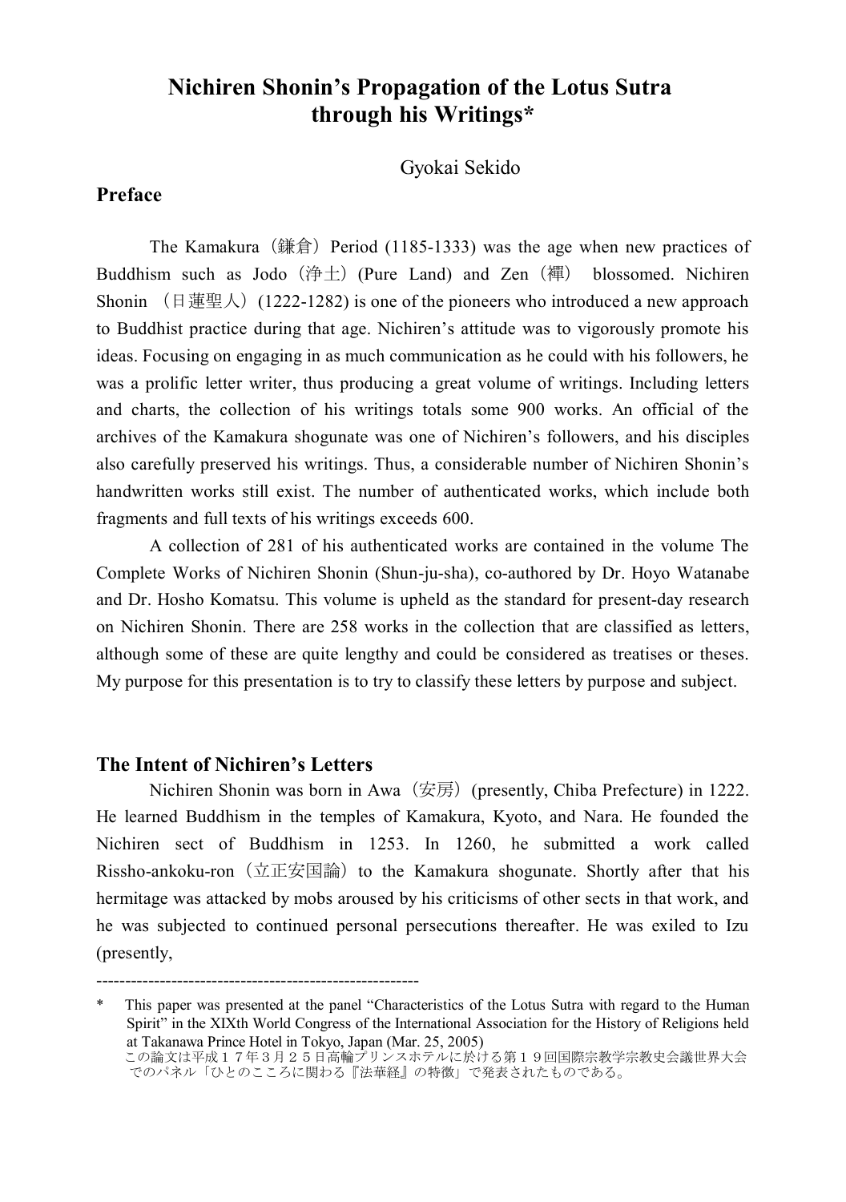# Nichiren Shonin's Propagation of the Lotus Sutra through his Writings*

Gyokai Sekido

## Preface

The Kamakura（鎌倉）Period (1185-1333) was the age when new practices of Buddhism such as Jodo（浄土）(Pure Land) and Zen（禅） blossomed. Nichiren Shonin （日蓮聖人）(1222-1282) is one of the pioneers who introduced a new approach to Buddhist practice during that age. Nichiren's attitude was to vigorously promote his ideas. Focusing on engaging in as much communication as he could with his followers, he was a prolific letter writer, thus producing a great volume of writings. Including letters and charts, the collection of his writings totals some 900 works. An official of the archives of the Kamakura shogunate was one of Nichiren's followers, and his disciples also carefully preserved his writings. Thus, a considerable number of Nichiren Shonin's handwritten works still exist. The number of authenticated works, which include both fragments and full texts of his writings exceeds 600.

A collection of 281 of his authenticated works are contained in the volume The Complete Works of Nichiren Shonin (Shun-ju-sha), co-authored by Dr. Hoyo Watanabe and Dr. Hosho Komatsu. This volume is upheld as the standard for present-day research on Nichiren Shonin. There are 258 works in the collection that are classified as letters, although some of these are quite lengthy and could be considered as treatises or theses. My purpose for this presentation is to try to classify these letters by purpose and subject.

## The Intent of Nichiren's Letters

Nichiren Shonin was born in Awa（安房）(presently, Chiba Prefecture) in 1222. He learned Buddhism in the temples of Kamakura, Kyoto, and Nara. He founded the Nichiren sect of Buddhism in 1253. In 1260, he submitted a work called Rissho-ankoku-ron（立正安国論）to the Kamakura shogunate. Shortly after that his hermitage was attacked by mobs aroused by his criticisms of other sects in that work, and he was subjected to continued personal persecutions thereafter. He was exiled to Izu (presently,

---

\* This paper was presented at the panel "Characteristics of the Lotus Sutra with regard to the Human Spirit" in the XIXth World Congress of the International Association for the History of Religions held at Takanawa Prince Hotel in Tokyo, Japan (Mar. 25, 2005)
この論文は平成１７年３月２５日高輪プリンスホテルに於ける第１９回国際宗教学宗教史会議世界大会でのパネル「ひとのこころに関わる『法華経』の特徴」で発表されたものである。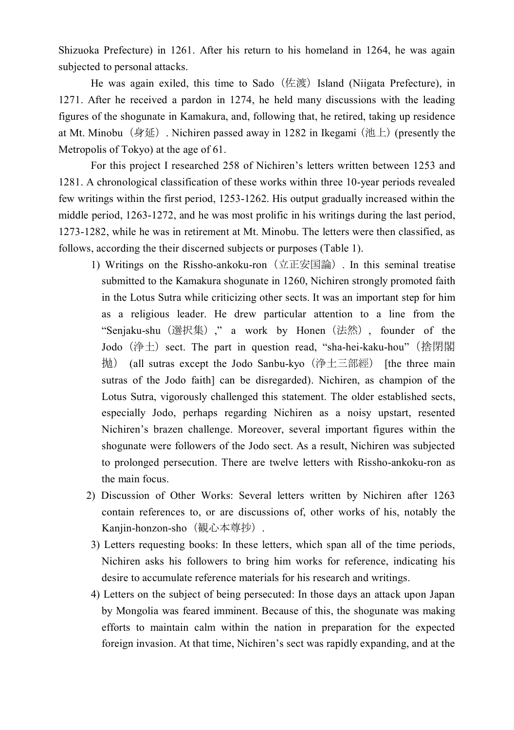Shizuoka Prefecture) in 1261. After his return to his homeland in 1264, he was again subjected to personal attacks.

He was again exiled, this time to Sado（佐渡）Island (Niigata Prefecture), in 1271. After he received a pardon in 1274, he held many discussions with the leading figures of the shogunate in Kamakura, and, following that, he retired, taking up residence at Mt. Minobu（身延）. Nichiren passed away in 1282 in Ikegami（池上）(presently the Metropolis of Tokyo) at the age of 61.

For this project I researched 258 of Nichiren's letters written between 1253 and 1281. A chronological classification of these works within three 10-year periods revealed few writings within the first period, 1253-1262. His output gradually increased within the middle period, 1263-1272, and he was most prolific in his writings during the last period, 1273-1282, while he was in retirement at Mt. Minobu. The letters were then classified, as follows, according the their discerned subjects or purposes (Table 1).

1) Writings on the Rissho-ankoku-ron（立正安国論）. In this seminal treatise submitted to the Kamakura shogunate in 1260, Nichiren strongly promoted faith in the Lotus Sutra while criticizing other sects. It was an important step for him as a religious leader. He drew particular attention to a line from the "Senjaku-shu（選択集）," a work by Honen（法然）, founder of the Jodo（浄土）sect. The part in question read, "sha-hei-kaku-hou"（捨閉閣抛） (all sutras except the Jodo Sanbu-kyo（浄土三部經） [the three main sutras of the Jodo faith] can be disregarded). Nichiren, as champion of the Lotus Sutra, vigorously challenged this statement. The older established sects, especially Jodo, perhaps regarding Nichiren as a noisy upstart, resented Nichiren's brazen challenge. Moreover, several important figures within the shogunate were followers of the Jodo sect. As a result, Nichiren was subjected to prolonged persecution. There are twelve letters with Rissho-ankoku-ron as the main focus.
2) Discussion of Other Works: Several letters written by Nichiren after 1263 contain references to, or are discussions of, other works of his, notably the Kanjin-honzon-sho（観心本尊抄）.
3) Letters requesting books: In these letters, which span all of the time periods, Nichiren asks his followers to bring him works for reference, indicating his desire to accumulate reference materials for his research and writings.
4) Letters on the subject of being persecuted: In those days an attack upon Japan by Mongolia was feared imminent. Because of this, the shogunate was making efforts to maintain calm within the nation in preparation for the expected foreign invasion. At that time, Nichiren's sect was rapidly expanding, and at the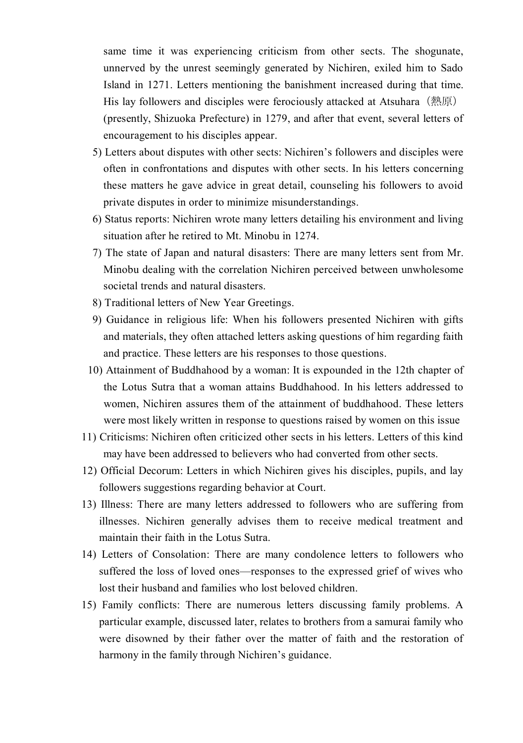same time it was experiencing criticism from other sects. The shogunate, unnerved by the unrest seemingly generated by Nichiren, exiled him to Sado Island in 1271. Letters mentioning the banishment increased during that time. His lay followers and disciples were ferociously attacked at Atsuhara（熱原）(presently, Shizuoka Prefecture) in 1279, and after that event, several letters of encouragement to his disciples appear.

5) Letters about disputes with other sects: Nichiren's followers and disciples were often in confrontations and disputes with other sects. In his letters concerning these matters he gave advice in great detail, counseling his followers to avoid private disputes in order to minimize misunderstandings.
6) Status reports: Nichiren wrote many letters detailing his environment and living situation after he retired to Mt. Minobu in 1274.
7) The state of Japan and natural disasters: There are many letters sent from Mr. Minobu dealing with the correlation Nichiren perceived between unwholesome societal trends and natural disasters.
8) Traditional letters of New Year Greetings.
9) Guidance in religious life: When his followers presented Nichiren with gifts and materials, they often attached letters asking questions of him regarding faith and practice. These letters are his responses to those questions.
10) Attainment of Buddhahood by a woman: It is expounded in the 12th chapter of the Lotus Sutra that a woman attains Buddhahood. In his letters addressed to women, Nichiren assures them of the attainment of buddhahood. These letters were most likely written in response to questions raised by women on this issue
11) Criticisms: Nichiren often criticized other sects in his letters. Letters of this kind may have been addressed to believers who had converted from other sects.
12) Official Decorum: Letters in which Nichiren gives his disciples, pupils, and lay followers suggestions regarding behavior at Court.
13) Illness: There are many letters addressed to followers who are suffering from illnesses. Nichiren generally advises them to receive medical treatment and maintain their faith in the Lotus Sutra.
14) Letters of Consolation: There are many condolence letters to followers who suffered the loss of loved ones—responses to the expressed grief of wives who lost their husband and families who lost beloved children.
15) Family conflicts: There are numerous letters discussing family problems. A particular example, discussed later, relates to brothers from a samurai family who were disowned by their father over the matter of faith and the restoration of harmony in the family through Nichiren's guidance.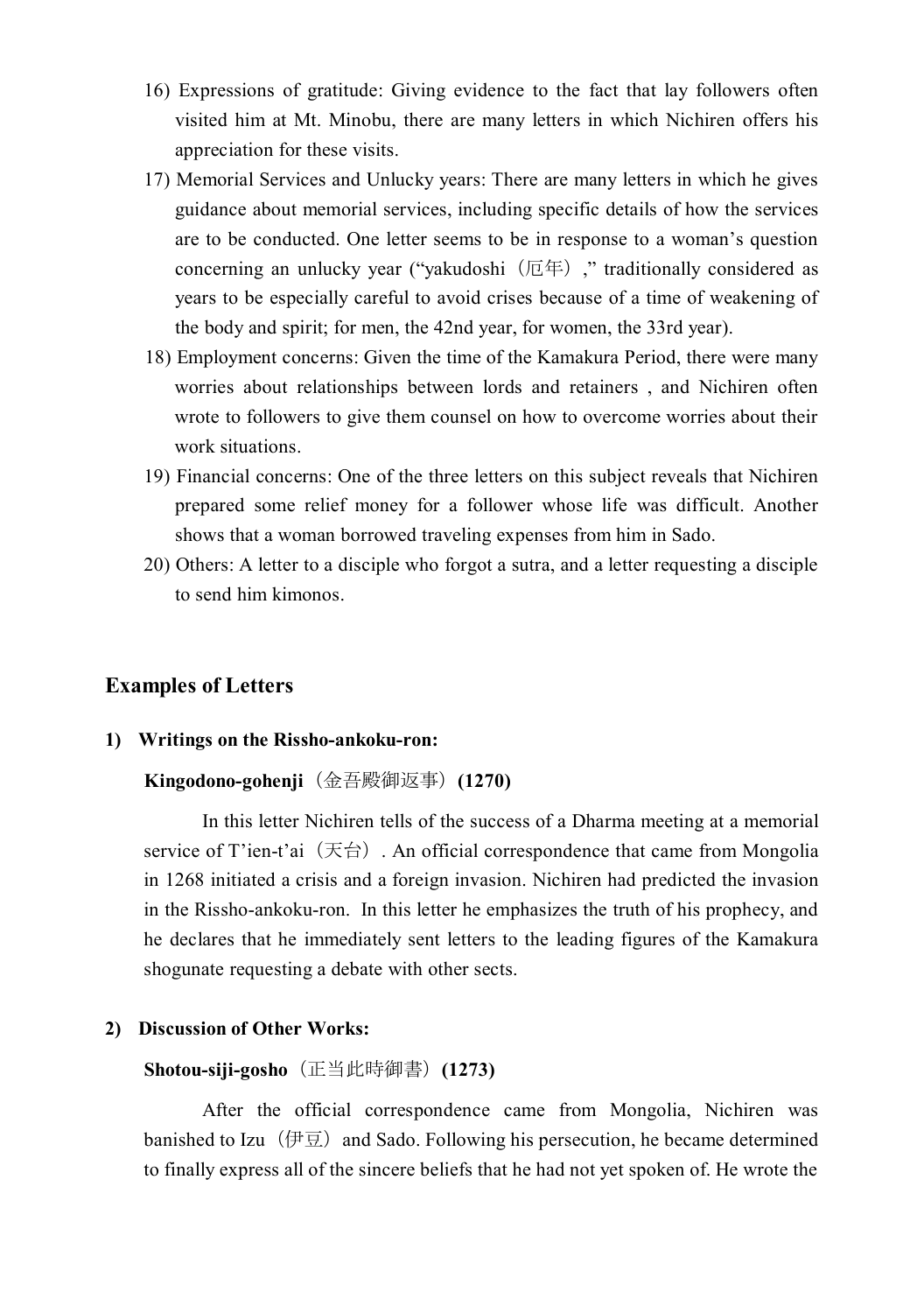16) Expressions of gratitude: Giving evidence to the fact that lay followers often visited him at Mt. Minobu, there are many letters in which Nichiren offers his appreciation for these visits.

17) Memorial Services and Unlucky years: There are many letters in which he gives guidance about memorial services, including specific details of how the services are to be conducted. One letter seems to be in response to a woman's question concerning an unlucky year ("yakudoshi（厄年）," traditionally considered as years to be especially careful to avoid crises because of a time of weakening of the body and spirit; for men, the 42nd year, for women, the 33rd year).

18) Employment concerns: Given the time of the Kamakura Period, there were many worries about relationships between lords and retainers , and Nichiren often wrote to followers to give them counsel on how to overcome worries about their work situations.

19) Financial concerns: One of the three letters on this subject reveals that Nichiren prepared some relief money for a follower whose life was difficult. Another shows that a woman borrowed traveling expenses from him in Sado.

20) Others: A letter to a disciple who forgot a sutra, and a letter requesting a disciple to send him kimonos.

## Examples of Letters

### 1) Writings on the Rissho-ankoku-ron:

**Kingodono-gohenji（金吾殿御返事）(1270)**

In this letter Nichiren tells of the success of a Dharma meeting at a memorial service of T'ien-t'ai（天台）. An official correspondence that came from Mongolia in 1268 initiated a crisis and a foreign invasion. Nichiren had predicted the invasion in the Rissho-ankoku-ron. In this letter he emphasizes the truth of his prophecy, and he declares that he immediately sent letters to the leading figures of the Kamakura shogunate requesting a debate with other sects.

### 2) Discussion of Other Works:

**Shotou-siji-gosho（正当此時御書）(1273)**

After the official correspondence came from Mongolia, Nichiren was banished to Izu（伊豆）and Sado. Following his persecution, he became determined to finally express all of the sincere beliefs that he had not yet spoken of. He wrote the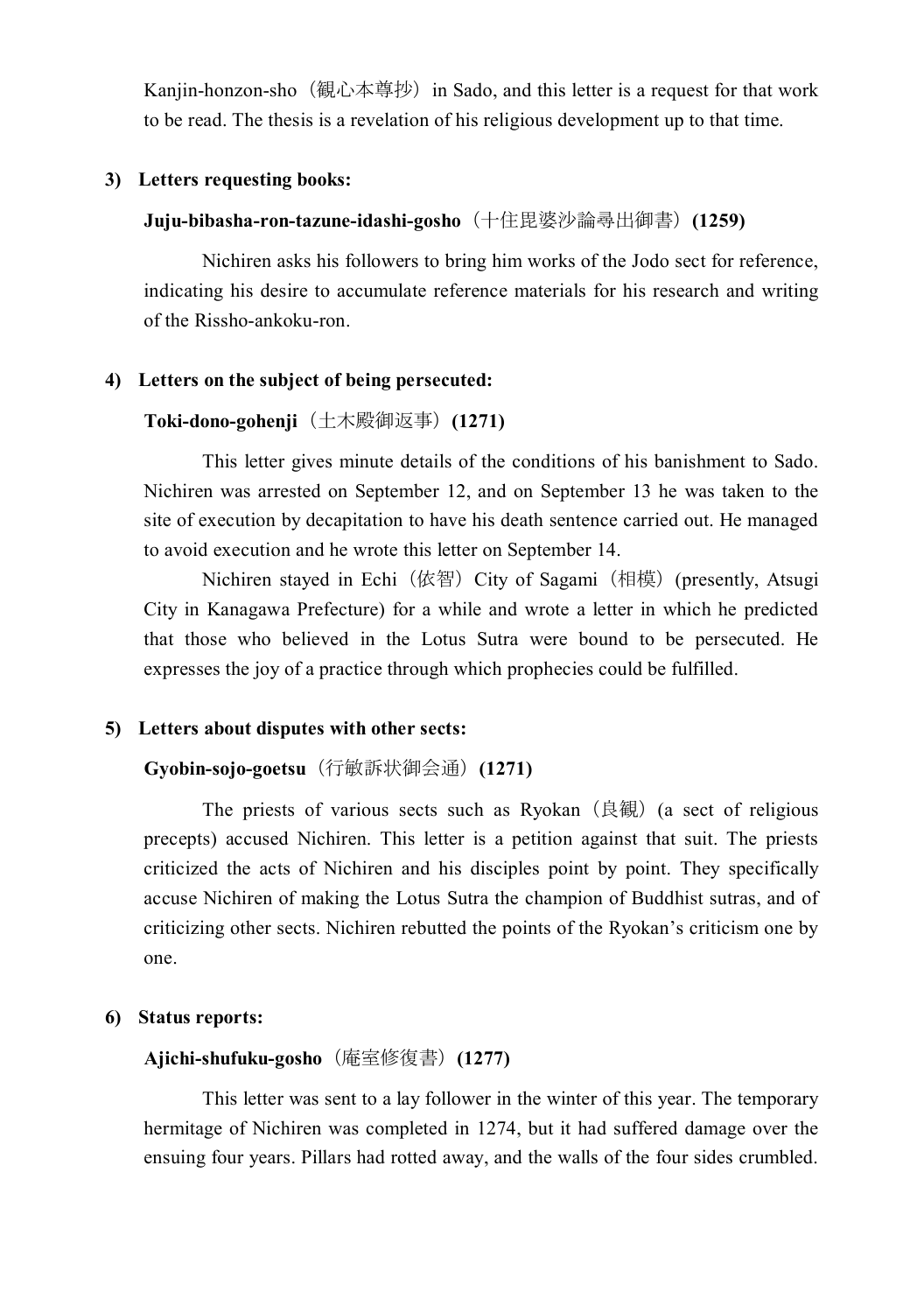Kanjin-honzon-sho（観心本尊抄）in Sado, and this letter is a request for that work to be read. The thesis is a revelation of his religious development up to that time.

**3) Letters requesting books:**

**Juju-bibasha-ron-tazune-idashi-gosho**（十住毘婆沙論尋出御書）**(1259)**

Nichiren asks his followers to bring him works of the Jodo sect for reference, indicating his desire to accumulate reference materials for his research and writing of the Rissho-ankoku-ron.

**4) Letters on the subject of being persecuted:**

**Toki-dono-gohenji**（土木殿御返事）**(1271)**

This letter gives minute details of the conditions of his banishment to Sado. Nichiren was arrested on September 12, and on September 13 he was taken to the site of execution by decapitation to have his death sentence carried out. He managed to avoid execution and he wrote this letter on September 14.

Nichiren stayed in Echi（依智）City of Sagami（相模）(presently, Atsugi City in Kanagawa Prefecture) for a while and wrote a letter in which he predicted that those who believed in the Lotus Sutra were bound to be persecuted. He expresses the joy of a practice through which prophecies could be fulfilled.

**5) Letters about disputes with other sects:**

**Gyobin-sojo-goetsu**（行敏訴状御会通）**(1271)**

The priests of various sects such as Ryokan（良観）(a sect of religious precepts) accused Nichiren. This letter is a petition against that suit. The priests criticized the acts of Nichiren and his disciples point by point. They specifically accuse Nichiren of making the Lotus Sutra the champion of Buddhist sutras, and of criticizing other sects. Nichiren rebutted the points of the Ryokan's criticism one by one.

**6) Status reports:**

**Ajichi-shufuku-gosho**（庵室修復書）**(1277)**

This letter was sent to a lay follower in the winter of this year. The temporary hermitage of Nichiren was completed in 1274, but it had suffered damage over the ensuing four years. Pillars had rotted away, and the walls of the four sides crumbled.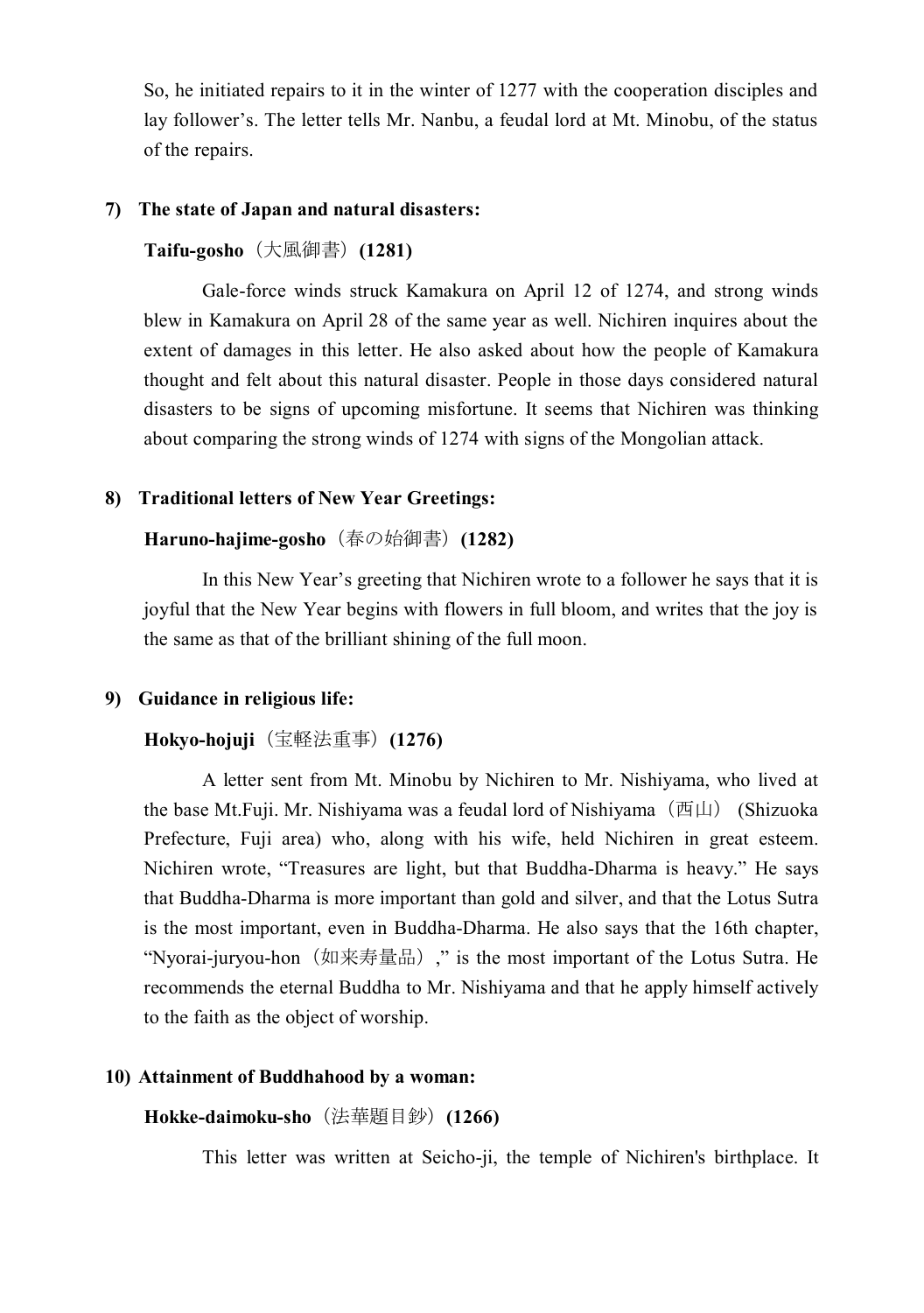So, he initiated repairs to it in the winter of 1277 with the cooperation disciples and lay follower's. The letter tells Mr. Nanbu, a feudal lord at Mt. Minobu, of the status of the repairs.

**7) The state of Japan and natural disasters:**

**Taifu-gosho**（大風御書）**(1281)**

Gale-force winds struck Kamakura on April 12 of 1274, and strong winds blew in Kamakura on April 28 of the same year as well. Nichiren inquires about the extent of damages in this letter. He also asked about how the people of Kamakura thought and felt about this natural disaster. People in those days considered natural disasters to be signs of upcoming misfortune. It seems that Nichiren was thinking about comparing the strong winds of 1274 with signs of the Mongolian attack.

**8) Traditional letters of New Year Greetings:**

**Haruno-hajime-gosho**（春の始御書）**(1282)**

In this New Year's greeting that Nichiren wrote to a follower he says that it is joyful that the New Year begins with flowers in full bloom, and writes that the joy is the same as that of the brilliant shining of the full moon.

**9) Guidance in religious life:**

**Hokyo-hojuji**（宝軽法重事）**(1276)**

A letter sent from Mt. Minobu by Nichiren to Mr. Nishiyama, who lived at the base Mt.Fuji. Mr. Nishiyama was a feudal lord of Nishiyama（西山） (Shizuoka Prefecture, Fuji area) who, along with his wife, held Nichiren in great esteem. Nichiren wrote, "Treasures are light, but that Buddha-Dharma is heavy." He says that Buddha-Dharma is more important than gold and silver, and that the Lotus Sutra is the most important, even in Buddha-Dharma. He also says that the 16th chapter, "Nyorai-juryou-hon（如来寿量品）," is the most important of the Lotus Sutra. He recommends the eternal Buddha to Mr. Nishiyama and that he apply himself actively to the faith as the object of worship.

**10) Attainment of Buddhahood by a woman:**

**Hokke-daimoku-sho**（法華題目鈔）**(1266)**

This letter was written at Seicho-ji, the temple of Nichiren's birthplace. It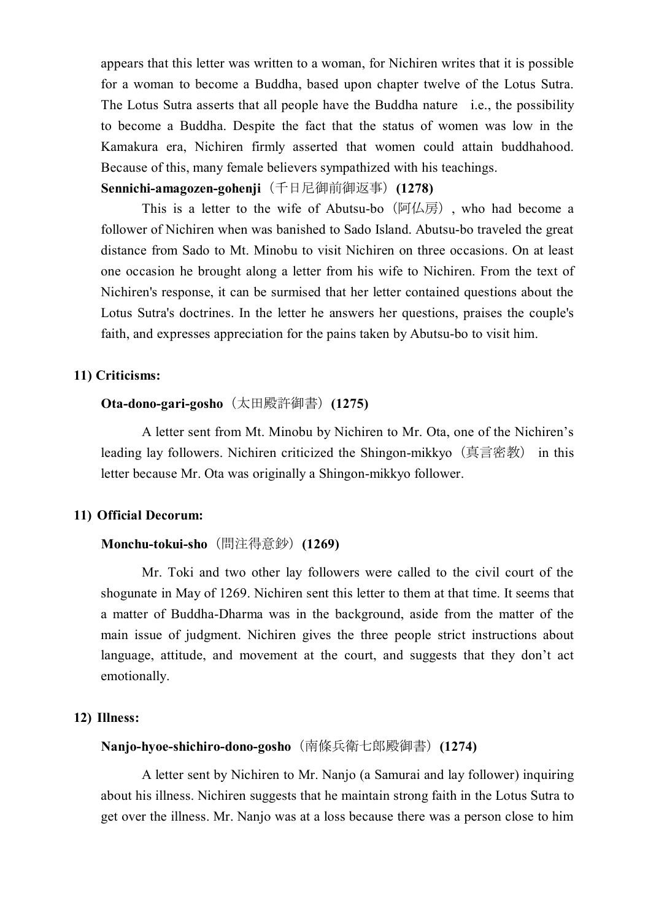appears that this letter was written to a woman, for Nichiren writes that it is possible for a woman to become a Buddha, based upon chapter twelve of the Lotus Sutra. The Lotus Sutra asserts that all people have the Buddha nature i.e., the possibility to become a Buddha. Despite the fact that the status of women was low in the Kamakura era, Nichiren firmly asserted that women could attain buddhahood. Because of this, many female believers sympathized with his teachings.

**Sennichi-amagozen-gohenji**（千日尼御前御返事）**(1278)**

This is a letter to the wife of Abutsu-bo（阿仏房）, who had become a follower of Nichiren when was banished to Sado Island. Abutsu-bo traveled the great distance from Sado to Mt. Minobu to visit Nichiren on three occasions. On at least one occasion he brought along a letter from his wife to Nichiren. From the text of Nichiren's response, it can be surmised that her letter contained questions about the Lotus Sutra's doctrines. In the letter he answers her questions, praises the couple's faith, and expresses appreciation for the pains taken by Abutsu-bo to visit him.

### 11) Criticisms:

**Ota-dono-gari-gosho**（太田殿許御書）**(1275)**

A letter sent from Mt. Minobu by Nichiren to Mr. Ota, one of the Nichiren's leading lay followers. Nichiren criticized the Shingon-mikkyo（真言密教） in this letter because Mr. Ota was originally a Shingon-mikkyo follower.

### 11) Official Decorum:

**Monchu-tokui-sho**（問注得意鈔）**(1269)**

Mr. Toki and two other lay followers were called to the civil court of the shogunate in May of 1269. Nichiren sent this letter to them at that time. It seems that a matter of Buddha-Dharma was in the background, aside from the matter of the main issue of judgment. Nichiren gives the three people strict instructions about language, attitude, and movement at the court, and suggests that they don't act emotionally.

### 12) Illness:

**Nanjo-hyoe-shichiro-dono-gosho**（南條兵衛七郎殿御書）**(1274)**

A letter sent by Nichiren to Mr. Nanjo (a Samurai and lay follower) inquiring about his illness. Nichiren suggests that he maintain strong faith in the Lotus Sutra to get over the illness. Mr. Nanjo was at a loss because there was a person close to him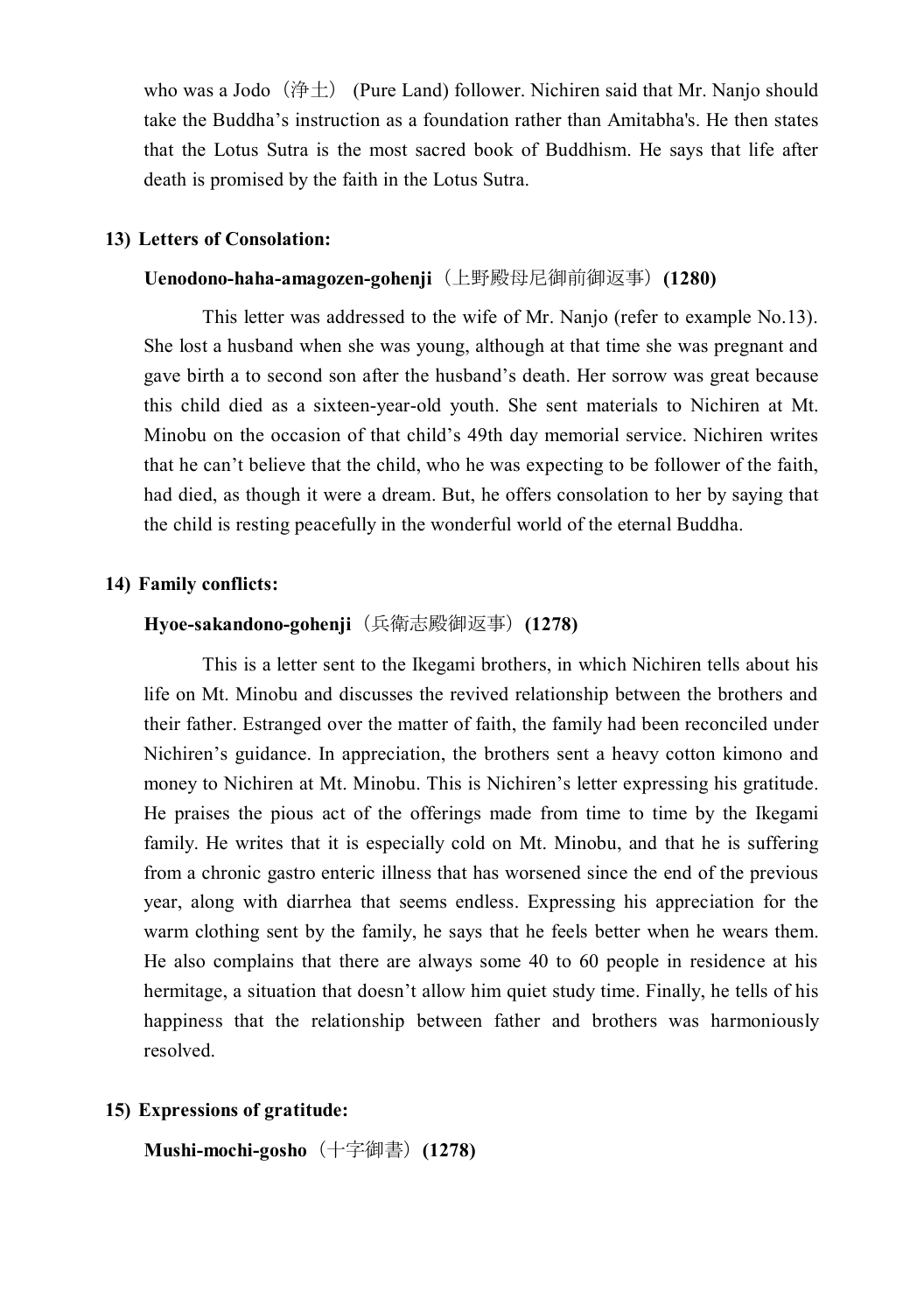who was a Jodo（浄土） (Pure Land) follower. Nichiren said that Mr. Nanjo should take the Buddha's instruction as a foundation rather than Amitabha's. He then states that the Lotus Sutra is the most sacred book of Buddhism. He says that life after death is promised by the faith in the Lotus Sutra.

**13) Letters of Consolation:**

**Uenodono-haha-amagozen-gohenji**（上野殿母尼御前御返事）**(1280)**

This letter was addressed to the wife of Mr. Nanjo (refer to example No.13). She lost a husband when she was young, although at that time she was pregnant and gave birth a to second son after the husband's death. Her sorrow was great because this child died as a sixteen-year-old youth. She sent materials to Nichiren at Mt. Minobu on the occasion of that child's 49th day memorial service. Nichiren writes that he can't believe that the child, who he was expecting to be follower of the faith, had died, as though it were a dream. But, he offers consolation to her by saying that the child is resting peacefully in the wonderful world of the eternal Buddha.

**14) Family conflicts:**

**Hyoe-sakandono-gohenji**（兵衛志殿御返事）**(1278)**

This is a letter sent to the Ikegami brothers, in which Nichiren tells about his life on Mt. Minobu and discusses the revived relationship between the brothers and their father. Estranged over the matter of faith, the family had been reconciled under Nichiren's guidance. In appreciation, the brothers sent a heavy cotton kimono and money to Nichiren at Mt. Minobu. This is Nichiren's letter expressing his gratitude. He praises the pious act of the offerings made from time to time by the Ikegami family. He writes that it is especially cold on Mt. Minobu, and that he is suffering from a chronic gastro enteric illness that has worsened since the end of the previous year, along with diarrhea that seems endless. Expressing his appreciation for the warm clothing sent by the family, he says that he feels better when he wears them. He also complains that there are always some 40 to 60 people in residence at his hermitage, a situation that doesn't allow him quiet study time. Finally, he tells of his happiness that the relationship between father and brothers was harmoniously resolved.

**15) Expressions of gratitude:**

**Mushi-mochi-gosho**（十字御書）**(1278)**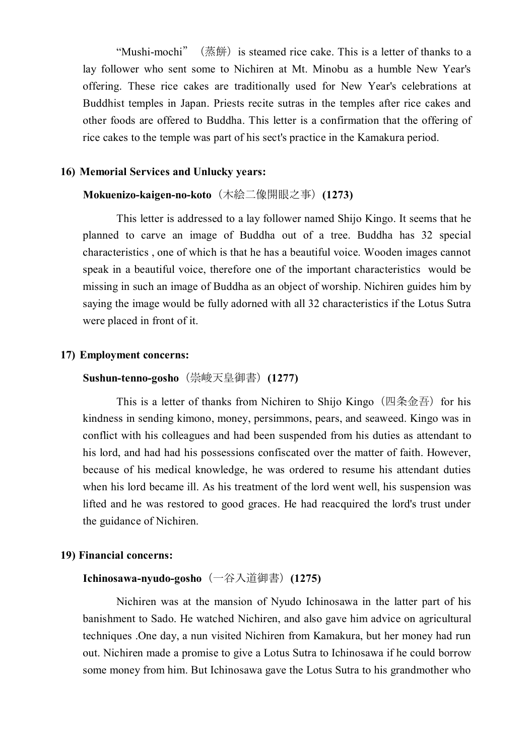"Mushi-mochi"（蒸餅）is steamed rice cake. This is a letter of thanks to a lay follower who sent some to Nichiren at Mt. Minobu as a humble New Year's offering. These rice cakes are traditionally used for New Year's celebrations at Buddhist temples in Japan. Priests recite sutras in the temples after rice cakes and other foods are offered to Buddha. This letter is a confirmation that the offering of rice cakes to the temple was part of his sect's practice in the Kamakura period.

**16) Memorial Services and Unlucky years:**

**Mokuenizo-kaigen-no-koto**（木絵二像開眼之事）**(1273)**

This letter is addressed to a lay follower named Shijo Kingo. It seems that he planned to carve an image of Buddha out of a tree. Buddha has 32 special characteristics , one of which is that he has a beautiful voice. Wooden images cannot speak in a beautiful voice, therefore one of the important characteristics would be missing in such an image of Buddha as an object of worship. Nichiren guides him by saying the image would be fully adorned with all 32 characteristics if the Lotus Sutra were placed in front of it.

**17) Employment concerns:**

**Sushun-tenno-gosho**（崇峻天皇御書）**(1277)**

This is a letter of thanks from Nichiren to Shijo Kingo（四条金吾）for his kindness in sending kimono, money, persimmons, pears, and seaweed. Kingo was in conflict with his colleagues and had been suspended from his duties as attendant to his lord, and had had his possessions confiscated over the matter of faith. However, because of his medical knowledge, he was ordered to resume his attendant duties when his lord became ill. As his treatment of the lord went well, his suspension was lifted and he was restored to good graces. He had reacquired the lord's trust under the guidance of Nichiren.

**19) Financial concerns:**

**Ichinosawa-nyudo-gosho**（一谷入道御書）**(1275)**

Nichiren was at the mansion of Nyudo Ichinosawa in the latter part of his banishment to Sado. He watched Nichiren, and also gave him advice on agricultural techniques .One day, a nun visited Nichiren from Kamakura, but her money had run out. Nichiren made a promise to give a Lotus Sutra to Ichinosawa if he could borrow some money from him. But Ichinosawa gave the Lotus Sutra to his grandmother who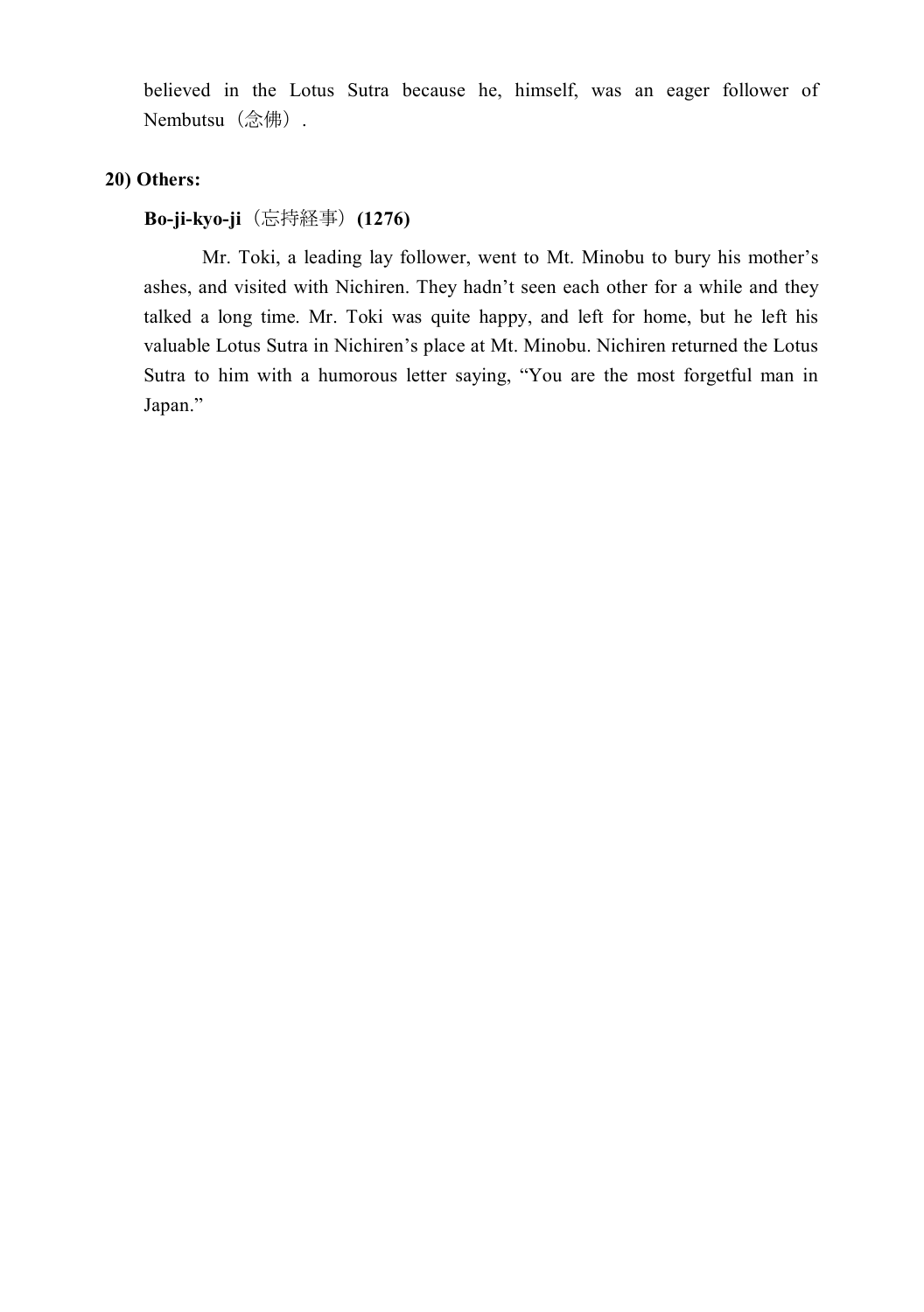believed in the Lotus Sutra because he, himself, was an eager follower of Nembutsu（念佛）.

**20) Others:**

**Bo-ji-kyo-ji**（忘持経事）**(1276)**

Mr. Toki, a leading lay follower, went to Mt. Minobu to bury his mother's ashes, and visited with Nichiren. They hadn't seen each other for a while and they talked a long time. Mr. Toki was quite happy, and left for home, but he left his valuable Lotus Sutra in Nichiren's place at Mt. Minobu. Nichiren returned the Lotus Sutra to him with a humorous letter saying, "You are the most forgetful man in Japan."